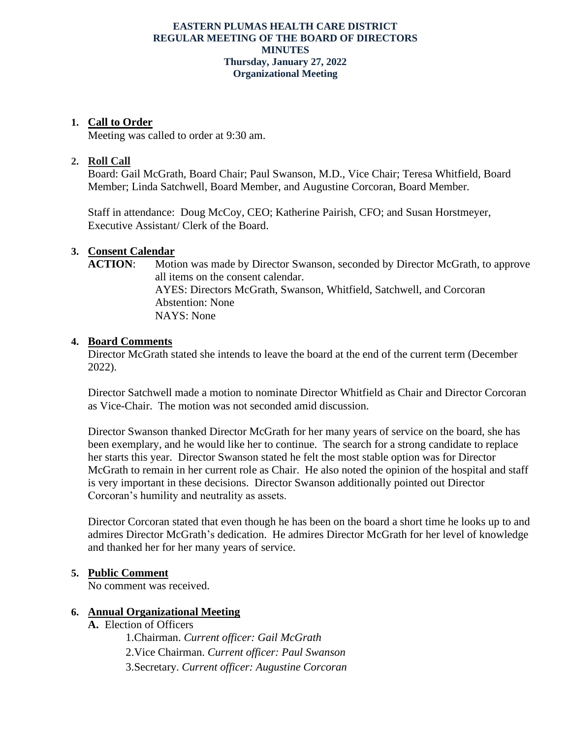**EASTERN PLUMAS HEALTH CARE DISTRICT**
**REGULAR MEETING OF THE BOARD OF DIRECTORS**
**MINUTES**
**Thursday, January 27, 2022**
**Organizational Meeting**

1. **Call to Order**
   Meeting was called to order at 9:30 am.

2. **Roll Call**
   Board: Gail McGrath, Board Chair; Paul Swanson, M.D., Vice Chair; Teresa Whitfield, Board Member; Linda Satchwell, Board Member, and Augustine Corcoran, Board Member.

   Staff in attendance: Doug McCoy, CEO; Katherine Pairish, CFO; and Susan Horstmeyer, Executive Assistant/ Clerk of the Board.

3. **Consent Calendar**
   **ACTION**: Motion was made by Director Swanson, seconded by Director McGrath, to approve all items on the consent calendar.
   AYES: Directors McGrath, Swanson, Whitfield, Satchwell, and Corcoran
   Abstention: None
   NAYS: None

4. **Board Comments**
   Director McGrath stated she intends to leave the board at the end of the current term (December 2022).

   Director Satchwell made a motion to nominate Director Whitfield as Chair and Director Corcoran as Vice-Chair. The motion was not seconded amid discussion.

   Director Swanson thanked Director McGrath for her many years of service on the board, she has been exemplary, and he would like her to continue. The search for a strong candidate to replace her starts this year. Director Swanson stated he felt the most stable option was for Director McGrath to remain in her current role as Chair. He also noted the opinion of the hospital and staff is very important in these decisions. Director Swanson additionally pointed out Director Corcoran's humility and neutrality as assets.

   Director Corcoran stated that even though he has been on the board a short time he looks up to and admires Director McGrath's dedication. He admires Director McGrath for her level of knowledge and thanked her for her many years of service.

5. **Public Comment**
   No comment was received.

6. **Annual Organizational Meeting**
   **A.** Election of Officers
      1. Chairman. *Current officer: Gail McGrath*
      2. Vice Chairman. *Current officer: Paul Swanson*
      3. Secretary. *Current officer: Augustine Corcoran*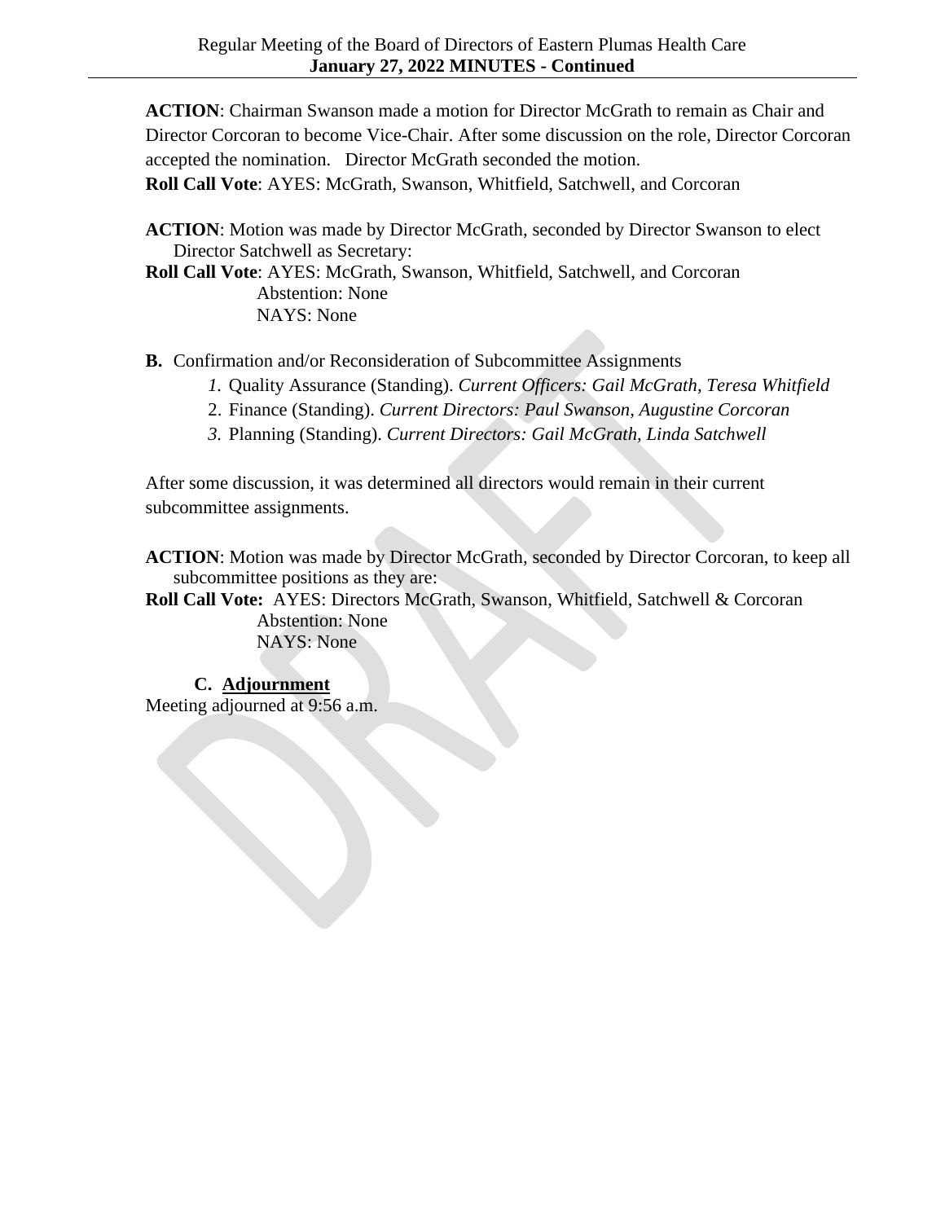**ACTION**: Chairman Swanson made a motion for Director McGrath to remain as Chair and Director Corcoran to become Vice-Chair. After some discussion on the role, Director Corcoran accepted the nomination. Director McGrath seconded the motion.
**Roll Call Vote**: AYES: McGrath, Swanson, Whitfield, Satchwell, and Corcoran

**ACTION**: Motion was made by Director McGrath, seconded by Director Swanson to elect Director Satchwell as Secretary:
**Roll Call Vote**: AYES: McGrath, Swanson, Whitfield, Satchwell, and Corcoran
Abstention: None
NAYS: None

**B.** Confirmation and/or Reconsideration of Subcommittee Assignments

1. Quality Assurance (Standing). *Current Officers: Gail McGrath, Teresa Whitfield*
2. Finance (Standing). *Current Directors: Paul Swanson, Augustine Corcoran*
3. Planning (Standing). *Current Directors: Gail McGrath, Linda Satchwell*

After some discussion, it was determined all directors would remain in their current subcommittee assignments.

**ACTION**: Motion was made by Director McGrath, seconded by Director Corcoran, to keep all subcommittee positions as they are:
**Roll Call Vote:** AYES: Directors McGrath, Swanson, Whitfield, Satchwell & Corcoran
Abstention: None
NAYS: None

**C. Adjournment**

Meeting adjourned at 9:56 a.m.